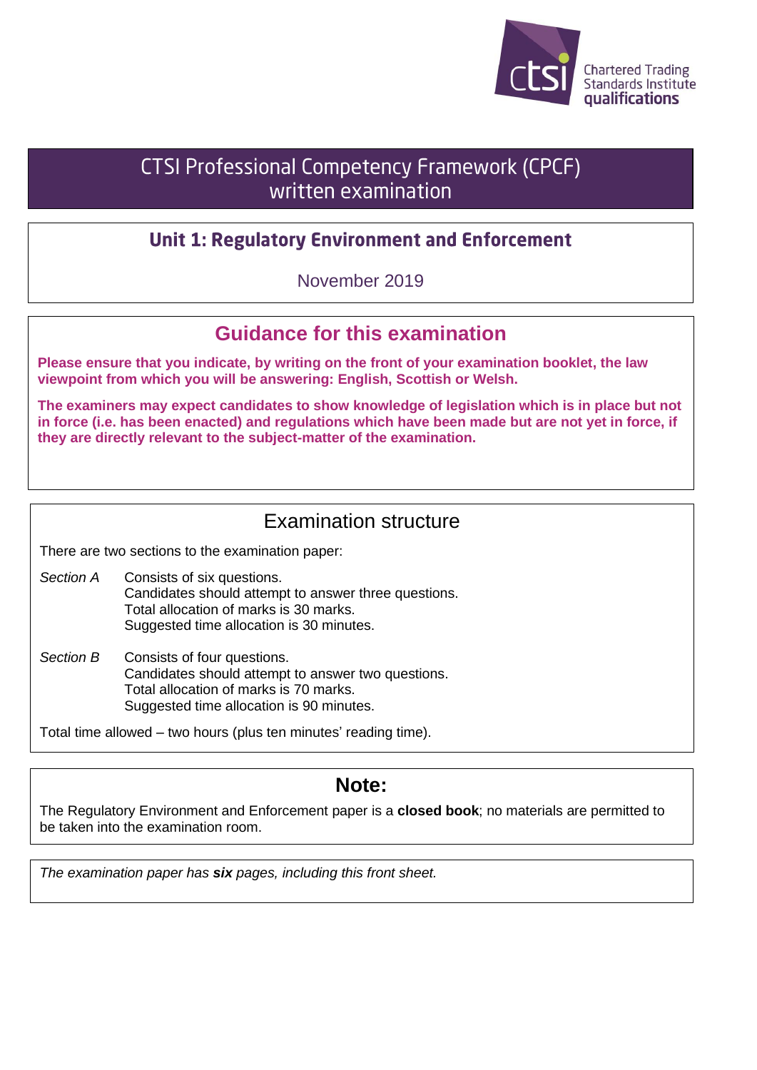Chartered Trading Standards Institute qualifications

# CTSI Professional Competency Framework (CPCF) written examination

## Unit 1: Regulatory Environment and Enforcement

November 2019

## Guidance for this examination

**Please ensure that you indicate, by writing on the front of your examination booklet, the law viewpoint from which you will be answering: English, Scottish or Welsh.**

**The examiners may expect candidates to show knowledge of legislation which is in place but not in force (i.e. has been enacted) and regulations which have been made but are not yet in force, if they are directly relevant to the subject-matter of the examination.**

## Examination structure

There are two sections to the examination paper:

*Section A* — Consists of six questions.
Candidates should attempt to answer three questions.
Total allocation of marks is 30 marks.
Suggested time allocation is 30 minutes.

*Section B* — Consists of four questions.
Candidates should attempt to answer two questions.
Total allocation of marks is 70 marks.
Suggested time allocation is 90 minutes.

Total time allowed – two hours (plus ten minutes' reading time).

## Note:

The Regulatory Environment and Enforcement paper is a **closed book**; no materials are permitted to be taken into the examination room.

*The examination paper has* ***six*** *pages, including this front sheet.*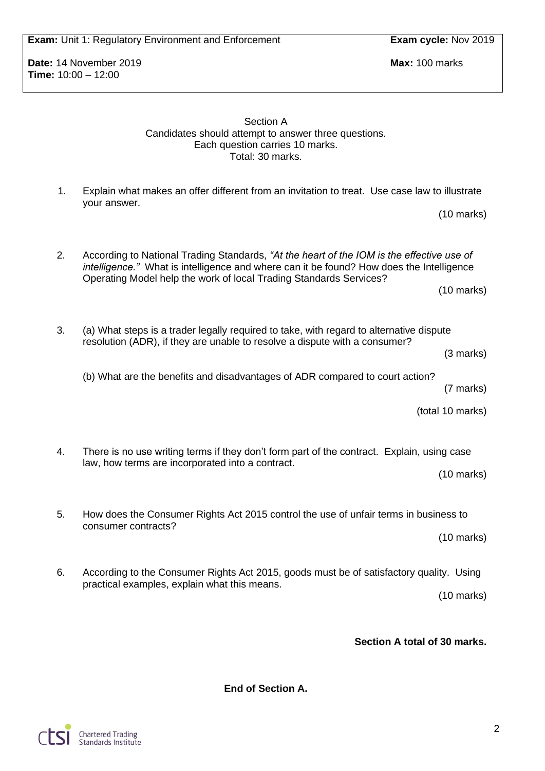**Exam:** Unit 1: Regulatory Environment and Enforcement **Exam cycle:** Nov 2019

**Date:** 14 November 2019 **Max:** 100 marks
**Time:** 10:00 – 12:00

Section A
Candidates should attempt to answer three questions.
Each question carries 10 marks.
Total: 30 marks.

1. Explain what makes an offer different from an invitation to treat. Use case law to illustrate your answer.

   (10 marks)

2. According to National Trading Standards, *"At the heart of the IOM is the effective use of intelligence."* What is intelligence and where can it be found? How does the Intelligence Operating Model help the work of local Trading Standards Services?

   (10 marks)

3. (a) What steps is a trader legally required to take, with regard to alternative dispute resolution (ADR), if they are unable to resolve a dispute with a consumer?

   (3 marks)

   (b) What are the benefits and disadvantages of ADR compared to court action?

   (7 marks)

   (total 10 marks)

4. There is no use writing terms if they don't form part of the contract. Explain, using case law, how terms are incorporated into a contract.

   (10 marks)

5. How does the Consumer Rights Act 2015 control the use of unfair terms in business to consumer contracts?

   (10 marks)

6. According to the Consumer Rights Act 2015, goods must be of satisfactory quality. Using practical examples, explain what this means.

   (10 marks)

**Section A total of 30 marks.**

**End of Section A.**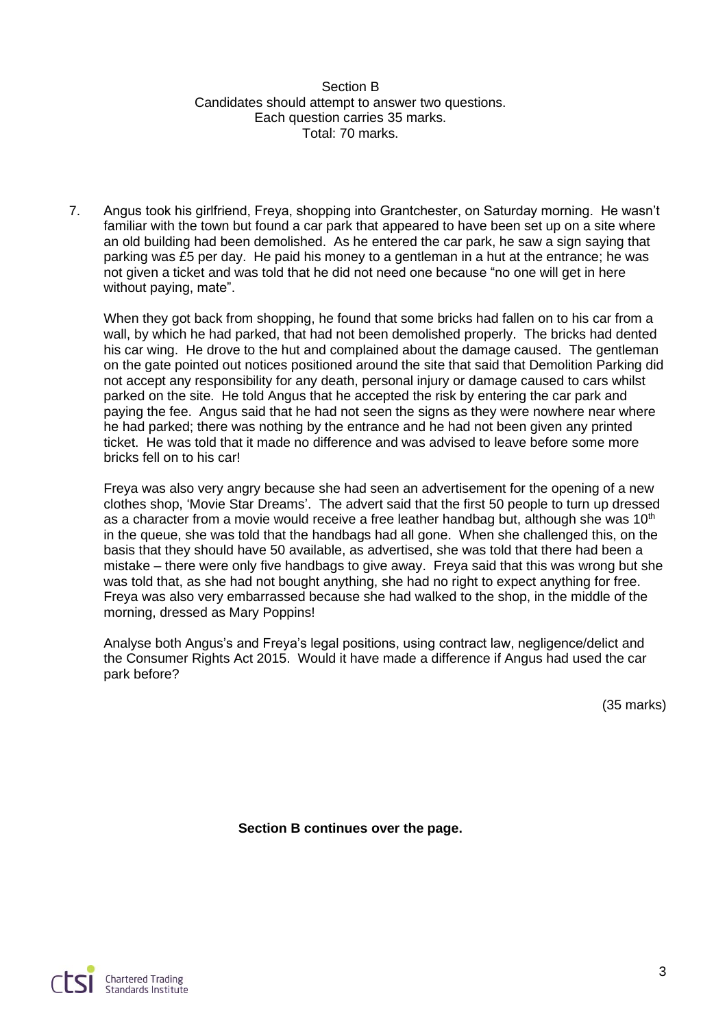Section B
Candidates should attempt to answer two questions.
Each question carries 35 marks.
Total: 70 marks.

7. Angus took his girlfriend, Freya, shopping into Grantchester, on Saturday morning. He wasn't familiar with the town but found a car park that appeared to have been set up on a site where an old building had been demolished. As he entered the car park, he saw a sign saying that parking was £5 per day. He paid his money to a gentleman in a hut at the entrance; he was not given a ticket and was told that he did not need one because "no one will get in here without paying, mate".

   When they got back from shopping, he found that some bricks had fallen on to his car from a wall, by which he had parked, that had not been demolished properly. The bricks had dented his car wing. He drove to the hut and complained about the damage caused. The gentleman on the gate pointed out notices positioned around the site that said that Demolition Parking did not accept any responsibility for any death, personal injury or damage caused to cars whilst parked on the site. He told Angus that he accepted the risk by entering the car park and paying the fee. Angus said that he had not seen the signs as they were nowhere near where he had parked; there was nothing by the entrance and he had not been given any printed ticket. He was told that it made no difference and was advised to leave before some more bricks fell on to his car!

   Freya was also very angry because she had seen an advertisement for the opening of a new clothes shop, 'Movie Star Dreams'. The advert said that the first 50 people to turn up dressed as a character from a movie would receive a free leather handbag but, although she was 10th in the queue, she was told that the handbags had all gone. When she challenged this, on the basis that they should have 50 available, as advertised, she was told that there had been a mistake – there were only five handbags to give away. Freya said that this was wrong but she was told that, as she had not bought anything, she had no right to expect anything for free. Freya was also very embarrassed because she had walked to the shop, in the middle of the morning, dressed as Mary Poppins!

   Analyse both Angus's and Freya's legal positions, using contract law, negligence/delict and the Consumer Rights Act 2015. Would it have made a difference if Angus had used the car park before?

(35 marks)

**Section B continues over the page.**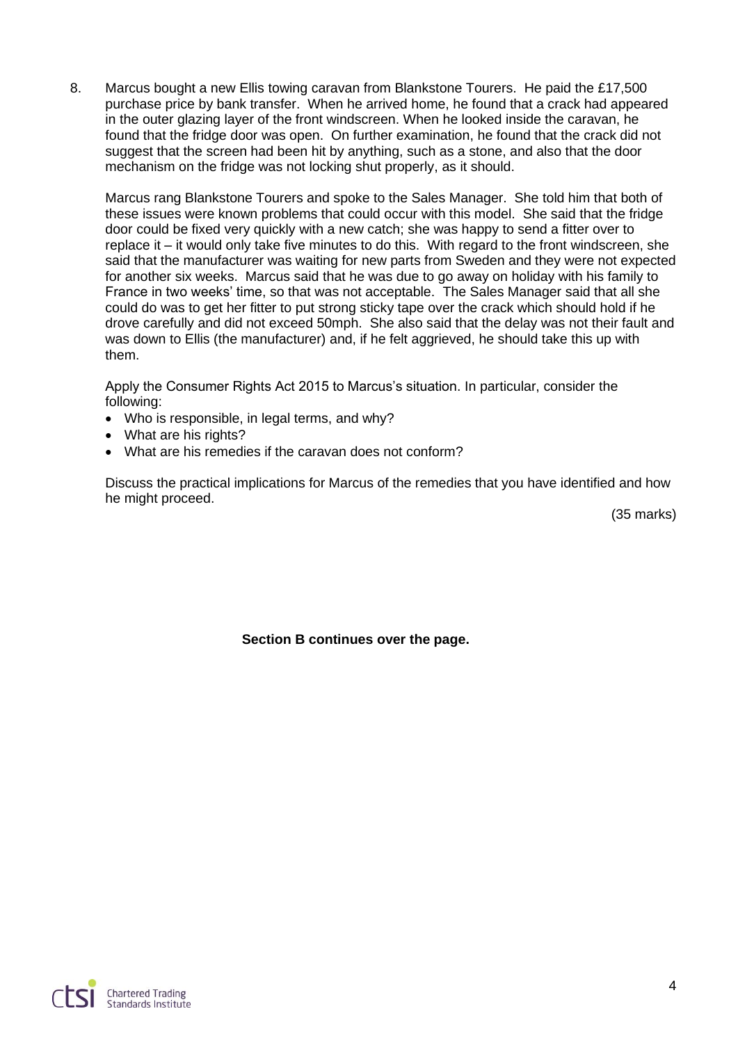8. Marcus bought a new Ellis towing caravan from Blankstone Tourers. He paid the £17,500 purchase price by bank transfer. When he arrived home, he found that a crack had appeared in the outer glazing layer of the front windscreen. When he looked inside the caravan, he found that the fridge door was open. On further examination, he found that the crack did not suggest that the screen had been hit by anything, such as a stone, and also that the door mechanism on the fridge was not locking shut properly, as it should.

   Marcus rang Blankstone Tourers and spoke to the Sales Manager. She told him that both of these issues were known problems that could occur with this model. She said that the fridge door could be fixed very quickly with a new catch; she was happy to send a fitter over to replace it – it would only take five minutes to do this. With regard to the front windscreen, she said that the manufacturer was waiting for new parts from Sweden and they were not expected for another six weeks. Marcus said that he was due to go away on holiday with his family to France in two weeks' time, so that was not acceptable. The Sales Manager said that all she could do was to get her fitter to put strong sticky tape over the crack which should hold if he drove carefully and did not exceed 50mph. She also said that the delay was not their fault and was down to Ellis (the manufacturer) and, if he felt aggrieved, he should take this up with them.

   Apply the Consumer Rights Act 2015 to Marcus's situation. In particular, consider the following:

   - Who is responsible, in legal terms, and why?
   - What are his rights?
   - What are his remedies if the caravan does not conform?

   Discuss the practical implications for Marcus of the remedies that you have identified and how he might proceed.

   (35 marks)

**Section B continues over the page.**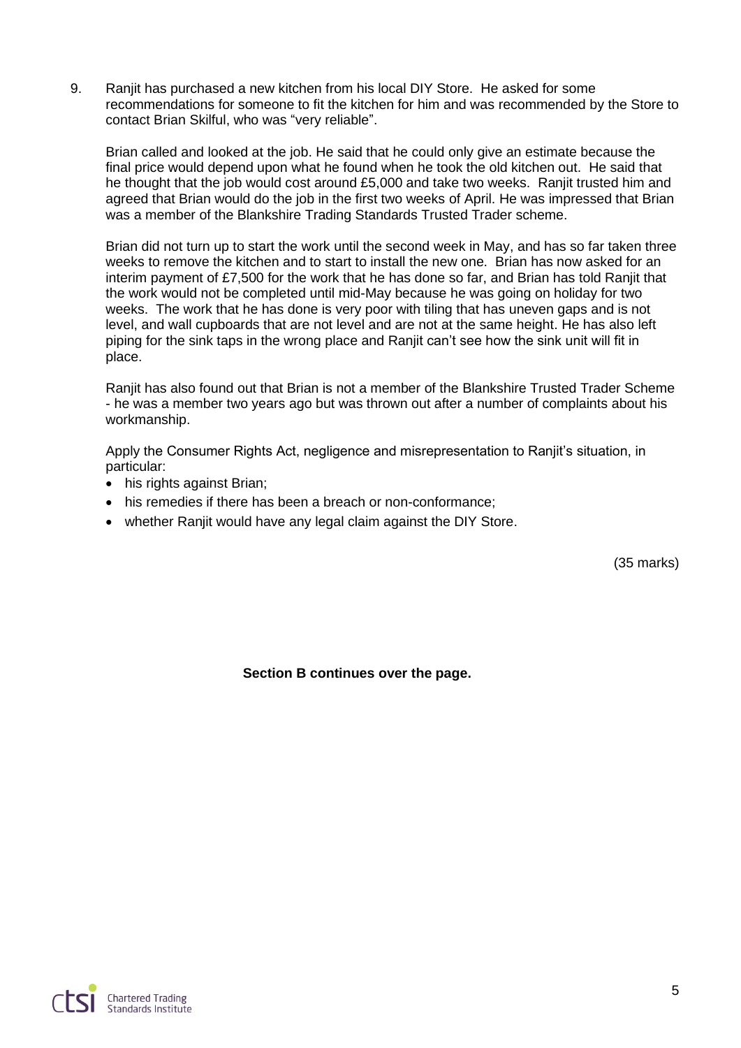9. Ranjit has purchased a new kitchen from his local DIY Store. He asked for some recommendations for someone to fit the kitchen for him and was recommended by the Store to contact Brian Skilful, who was "very reliable".

   Brian called and looked at the job. He said that he could only give an estimate because the final price would depend upon what he found when he took the old kitchen out. He said that he thought that the job would cost around £5,000 and take two weeks. Ranjit trusted him and agreed that Brian would do the job in the first two weeks of April. He was impressed that Brian was a member of the Blankshire Trading Standards Trusted Trader scheme.

   Brian did not turn up to start the work until the second week in May, and has so far taken three weeks to remove the kitchen and to start to install the new one. Brian has now asked for an interim payment of £7,500 for the work that he has done so far, and Brian has told Ranjit that the work would not be completed until mid-May because he was going on holiday for two weeks. The work that he has done is very poor with tiling that has uneven gaps and is not level, and wall cupboards that are not level and are not at the same height. He has also left piping for the sink taps in the wrong place and Ranjit can't see how the sink unit will fit in place.

   Ranjit has also found out that Brian is not a member of the Blankshire Trusted Trader Scheme - he was a member two years ago but was thrown out after a number of complaints about his workmanship.

   Apply the Consumer Rights Act, negligence and misrepresentation to Ranjit's situation, in particular:

   - his rights against Brian;
   - his remedies if there has been a breach or non-conformance;
   - whether Ranjit would have any legal claim against the DIY Store.

   (35 marks)

**Section B continues over the page.**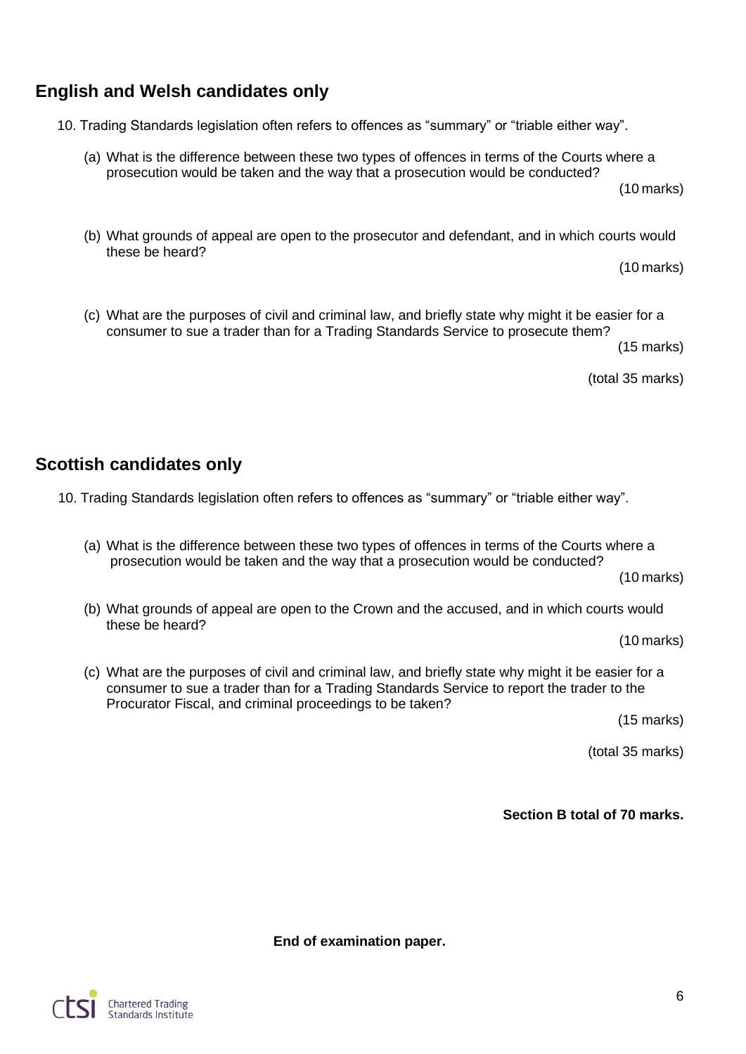## English and Welsh candidates only

10. Trading Standards legislation often refers to offences as "summary" or "triable either way".

(a) What is the difference between these two types of offences in terms of the Courts where a prosecution would be taken and the way that a prosecution would be conducted?

(10 marks)

(b) What grounds of appeal are open to the prosecutor and defendant, and in which courts would these be heard?

(10 marks)

(c) What are the purposes of civil and criminal law, and briefly state why might it be easier for a consumer to sue a trader than for a Trading Standards Service to prosecute them?

(15 marks)

(total 35 marks)

## Scottish candidates only

10. Trading Standards legislation often refers to offences as "summary" or "triable either way".

(a) What is the difference between these two types of offences in terms of the Courts where a prosecution would be taken and the way that a prosecution would be conducted?

(10 marks)

(b) What grounds of appeal are open to the Crown and the accused, and in which courts would these be heard?

(10 marks)

(c) What are the purposes of civil and criminal law, and briefly state why might it be easier for a consumer to sue a trader than for a Trading Standards Service to report the trader to the Procurator Fiscal, and criminal proceedings to be taken?

(15 marks)

(total 35 marks)

**Section B total of 70 marks.**

**End of examination paper.**